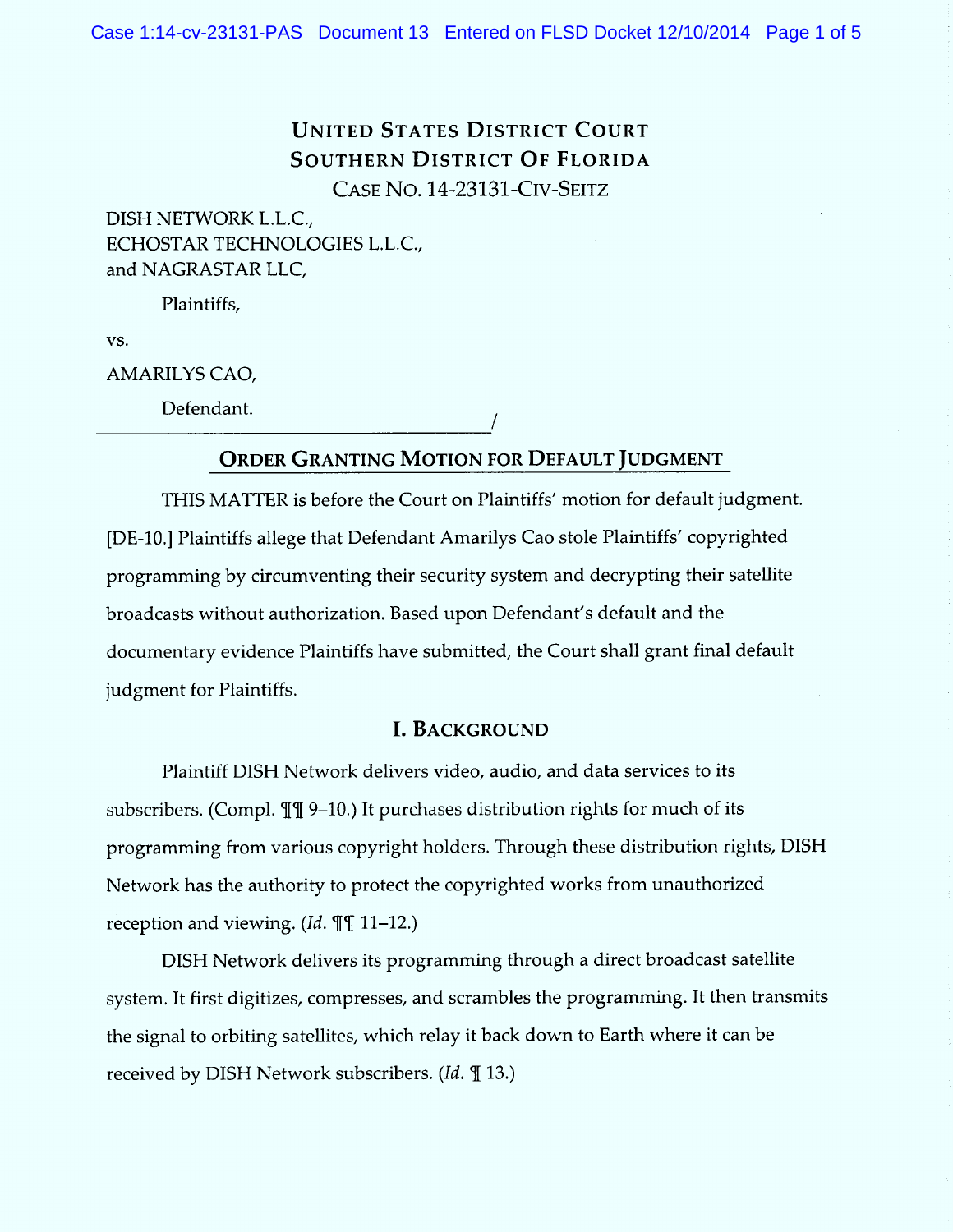# UNITED STATES DISTRICT COURT
# SOUTHERN DISTRICT OF FLORIDA

CASE NO. 14-23131-CIV-SEITZ

DISH NETWORK L.L.C.,
ECHOSTAR TECHNOLOGIES L.L.C.,
and NAGRASTAR LLC,

Plaintiffs,

vs.

AMARILYS CAO,

Defendant.
_______________________________________/

## ORDER GRANTING MOTION FOR DEFAULT JUDGMENT

THIS MATTER is before the Court on Plaintiffs' motion for default judgment. [DE-10.] Plaintiffs allege that Defendant Amarilys Cao stole Plaintiffs' copyrighted programming by circumventing their security system and decrypting their satellite broadcasts without authorization. Based upon Defendant's default and the documentary evidence Plaintiffs have submitted, the Court shall grant final default judgment for Plaintiffs.

## I. BACKGROUND

Plaintiff DISH Network delivers video, audio, and data services to its subscribers. (Compl. ¶¶ 9–10.) It purchases distribution rights for much of its programming from various copyright holders. Through these distribution rights, DISH Network has the authority to protect the copyrighted works from unauthorized reception and viewing. (*Id.* ¶¶ 11–12.)

DISH Network delivers its programming through a direct broadcast satellite system. It first digitizes, compresses, and scrambles the programming. It then transmits the signal to orbiting satellites, which relay it back down to Earth where it can be received by DISH Network subscribers. (*Id.* ¶ 13.)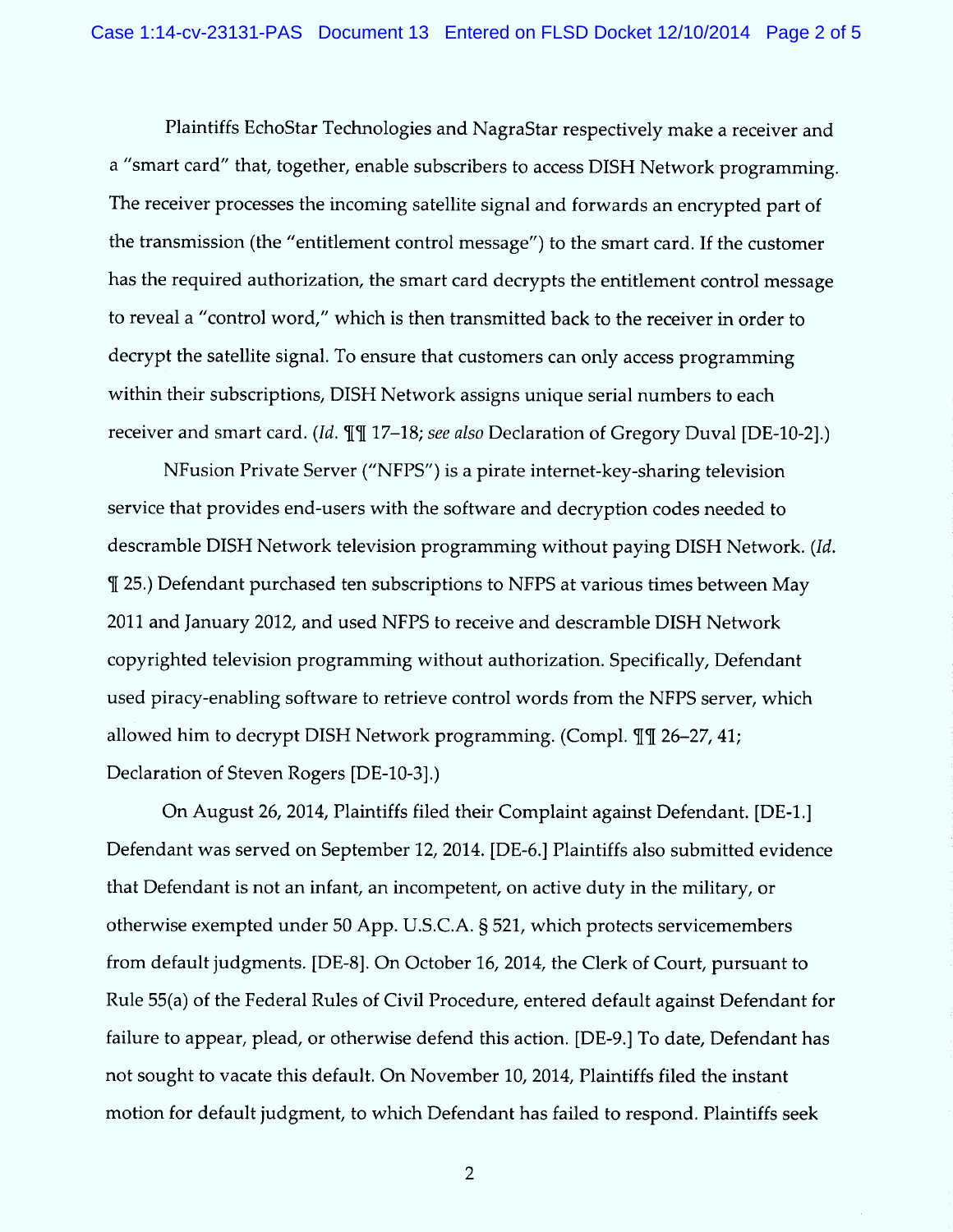Plaintiffs EchoStar Technologies and NagraStar respectively make a receiver and a "smart card" that, together, enable subscribers to access DISH Network programming. The receiver processes the incoming satellite signal and forwards an encrypted part of the transmission (the "entitlement control message") to the smart card. If the customer has the required authorization, the smart card decrypts the entitlement control message to reveal a "control word," which is then transmitted back to the receiver in order to decrypt the satellite signal. To ensure that customers can only access programming within their subscriptions, DISH Network assigns unique serial numbers to each receiver and smart card. (*Id.* ¶¶ 17–18; *see also* Declaration of Gregory Duval [DE-10-2].)

NFusion Private Server ("NFPS") is a pirate internet-key-sharing television service that provides end-users with the software and decryption codes needed to descramble DISH Network television programming without paying DISH Network. (*Id.* ¶ 25.) Defendant purchased ten subscriptions to NFPS at various times between May 2011 and January 2012, and used NFPS to receive and descramble DISH Network copyrighted television programming without authorization. Specifically, Defendant used piracy-enabling software to retrieve control words from the NFPS server, which allowed him to decrypt DISH Network programming. (Compl. ¶¶ 26–27, 41; Declaration of Steven Rogers [DE-10-3].)

On August 26, 2014, Plaintiffs filed their Complaint against Defendant. [DE-1.] Defendant was served on September 12, 2014. [DE-6.] Plaintiffs also submitted evidence that Defendant is not an infant, an incompetent, on active duty in the military, or otherwise exempted under 50 App. U.S.C.A. § 521, which protects servicemembers from default judgments. [DE-8]. On October 16, 2014, the Clerk of Court, pursuant to Rule 55(a) of the Federal Rules of Civil Procedure, entered default against Defendant for failure to appear, plead, or otherwise defend this action. [DE-9.] To date, Defendant has not sought to vacate this default. On November 10, 2014, Plaintiffs filed the instant motion for default judgment, to which Defendant has failed to respond. Plaintiffs seek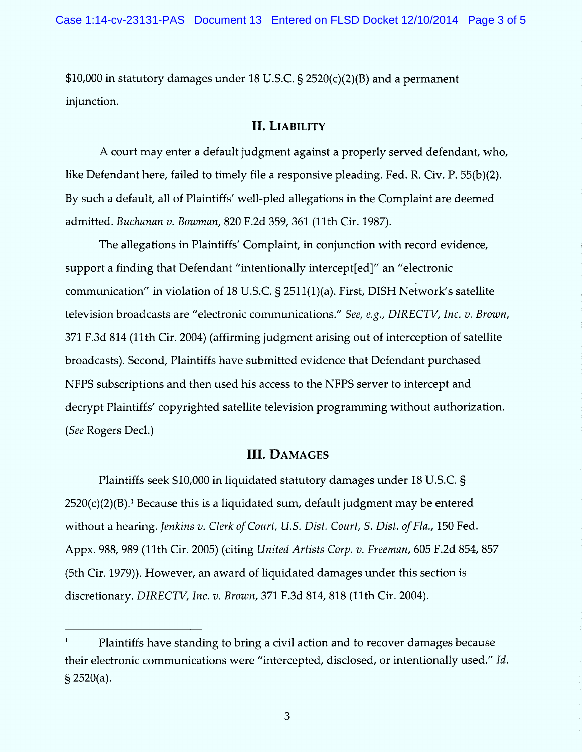$10,000 in statutory damages under 18 U.S.C. § 2520(c)(2)(B) and a permanent injunction.

## II. LIABILITY

A court may enter a default judgment against a properly served defendant, who, like Defendant here, failed to timely file a responsive pleading. Fed. R. Civ. P. 55(b)(2). By such a default, all of Plaintiffs' well-pled allegations in the Complaint are deemed admitted. *Buchanan v. Bowman*, 820 F.2d 359, 361 (11th Cir. 1987).

The allegations in Plaintiffs' Complaint, in conjunction with record evidence, support a finding that Defendant "intentionally intercept[ed]" an "electronic communication" in violation of 18 U.S.C. § 2511(1)(a). First, DISH Network's satellite television broadcasts are "electronic communications." *See, e.g., DIRECTV, Inc. v. Brown*, 371 F.3d 814 (11th Cir. 2004) (affirming judgment arising out of interception of satellite broadcasts). Second, Plaintiffs have submitted evidence that Defendant purchased NFPS subscriptions and then used his access to the NFPS server to intercept and decrypt Plaintiffs' copyrighted satellite television programming without authorization. (*See* Rogers Decl.)

## III. DAMAGES

Plaintiffs seek $10,000 in liquidated statutory damages under 18 U.S.C. § 2520(c)(2)(B).[1] Because this is a liquidated sum, default judgment may be entered without a hearing. *Jenkins v. Clerk of Court, U.S. Dist. Court, S. Dist. of Fla.*, 150 Fed. Appx. 988, 989 (11th Cir. 2005) (citing *United Artists Corp. v. Freeman*, 605 F.2d 854, 857 (5th Cir. 1979)). However, an award of liquidated damages under this section is discretionary. *DIRECTV, Inc. v. Brown*, 371 F.3d 814, 818 (11th Cir. 2004).

---

[1] Plaintiffs have standing to bring a civil action and to recover damages because their electronic communications were "intercepted, disclosed, or intentionally used." *Id.* § 2520(a).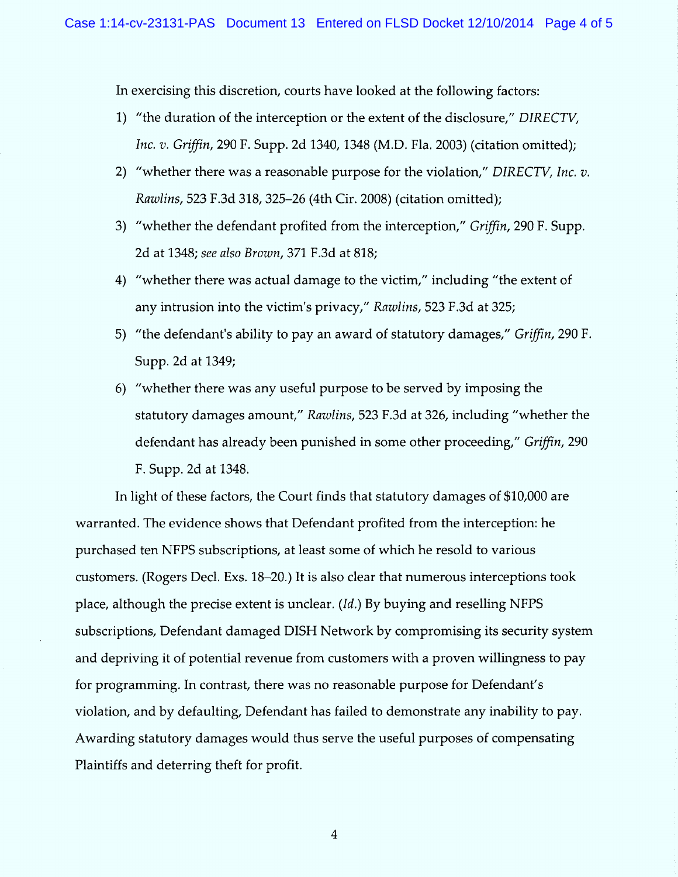In exercising this discretion, courts have looked at the following factors:

1) "the duration of the interception or the extent of the disclosure," *DIRECTV, Inc. v. Griffin*, 290 F. Supp. 2d 1340, 1348 (M.D. Fla. 2003) (citation omitted);
2) "whether there was a reasonable purpose for the violation," *DIRECTV, Inc. v. Rawlins*, 523 F.3d 318, 325–26 (4th Cir. 2008) (citation omitted);
3) "whether the defendant profited from the interception," *Griffin*, 290 F. Supp. 2d at 1348; *see also Brown*, 371 F.3d at 818;
4) "whether there was actual damage to the victim," including "the extent of any intrusion into the victim's privacy," *Rawlins*, 523 F.3d at 325;
5) "the defendant's ability to pay an award of statutory damages," *Griffin*, 290 F. Supp. 2d at 1349;
6) "whether there was any useful purpose to be served by imposing the statutory damages amount," *Rawlins*, 523 F.3d at 326, including "whether the defendant has already been punished in some other proceeding," *Griffin*, 290 F. Supp. 2d at 1348.

In light of these factors, the Court finds that statutory damages of $10,000 are warranted. The evidence shows that Defendant profited from the interception: he purchased ten NFPS subscriptions, at least some of which he resold to various customers. (Rogers Decl. Exs. 18–20.) It is also clear that numerous interceptions took place, although the precise extent is unclear. (*Id.*) By buying and reselling NFPS subscriptions, Defendant damaged DISH Network by compromising its security system and depriving it of potential revenue from customers with a proven willingness to pay for programming. In contrast, there was no reasonable purpose for Defendant's violation, and by defaulting, Defendant has failed to demonstrate any inability to pay. Awarding statutory damages would thus serve the useful purposes of compensating Plaintiffs and deterring theft for profit.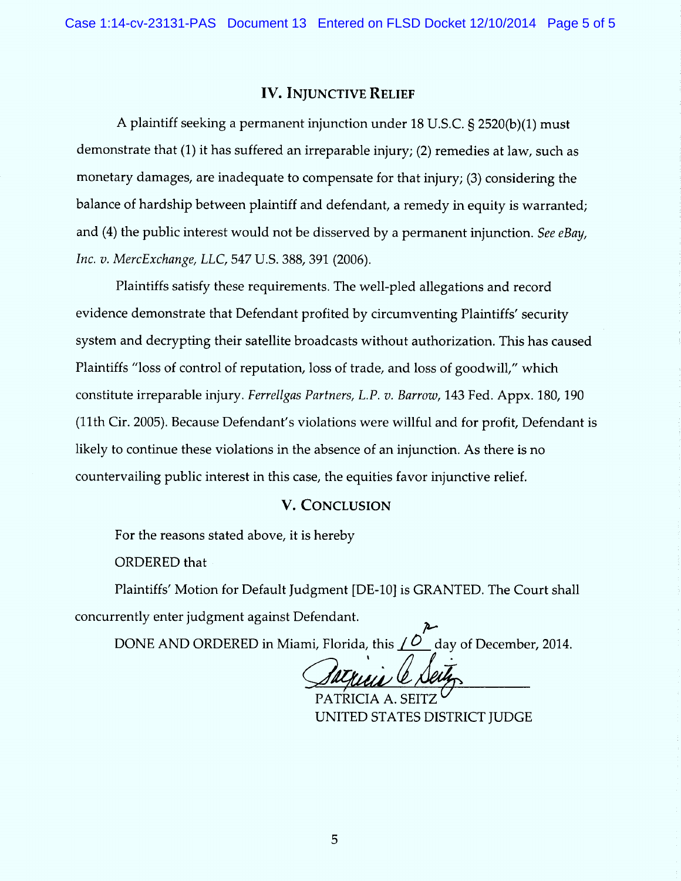## IV. Injunctive Relief

A plaintiff seeking a permanent injunction under 18 U.S.C. § 2520(b)(1) must demonstrate that (1) it has suffered an irreparable injury; (2) remedies at law, such as monetary damages, are inadequate to compensate for that injury; (3) considering the balance of hardship between plaintiff and defendant, a remedy in equity is warranted; and (4) the public interest would not be disserved by a permanent injunction. *See eBay, Inc. v. MercExchange, LLC*, 547 U.S. 388, 391 (2006).

Plaintiffs satisfy these requirements. The well-pled allegations and record evidence demonstrate that Defendant profited by circumventing Plaintiffs' security system and decrypting their satellite broadcasts without authorization. This has caused Plaintiffs "loss of control of reputation, loss of trade, and loss of goodwill," which constitute irreparable injury. *Ferrellgas Partners, L.P. v. Barrow*, 143 Fed. Appx. 180, 190 (11th Cir. 2005). Because Defendant's violations were willful and for profit, Defendant is likely to continue these violations in the absence of an injunction. As there is no countervailing public interest in this case, the equities favor injunctive relief.

## V. Conclusion

For the reasons stated above, it is hereby

ORDERED that

Plaintiffs' Motion for Default Judgment [DE-10] is GRANTED. The Court shall concurrently enter judgment against Defendant.

DONE AND ORDERED in Miami, Florida, this 10th day of December, 2014.

PATRICIA A. SEITZ
UNITED STATES DISTRICT JUDGE